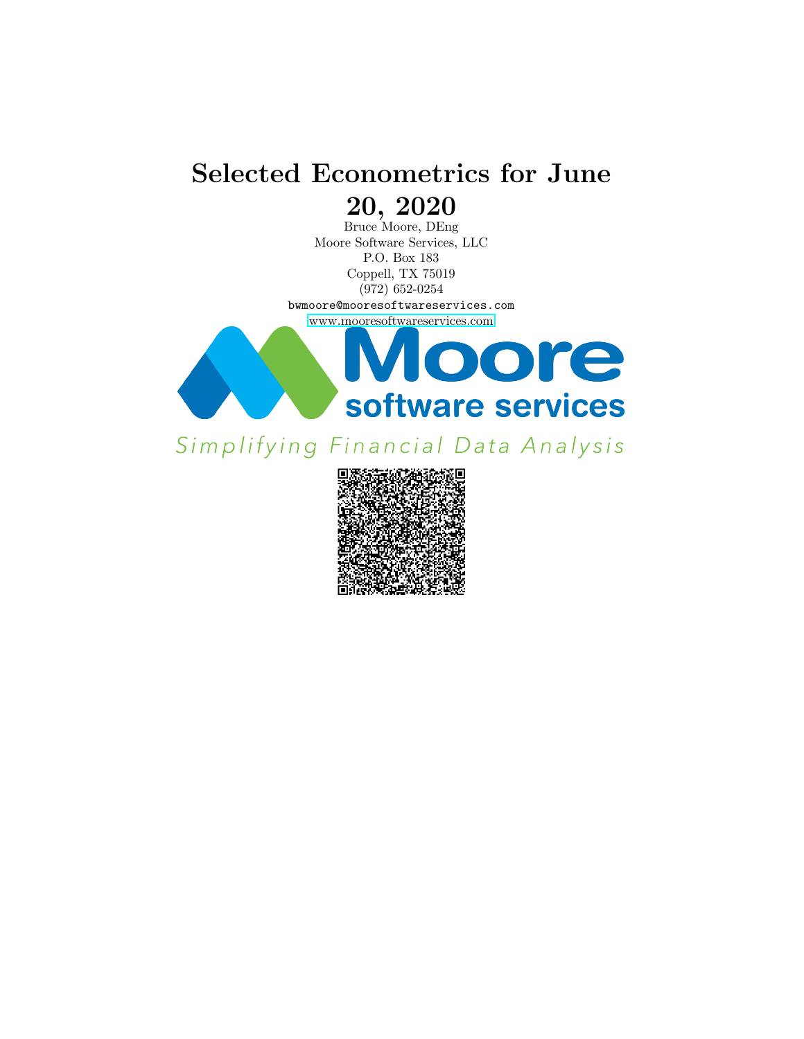# Selected Econometrics for June 20, 2020

Bruce Moore, DEng
Moore Software Services, LLC
P.O. Box 183
Coppell, TX 75019
(972) 652-0254
bwmoore@mooresoftwareservices.com
www.mooresoftwareservices.com

Moore software services

*Simplifying Financial Data Analysis*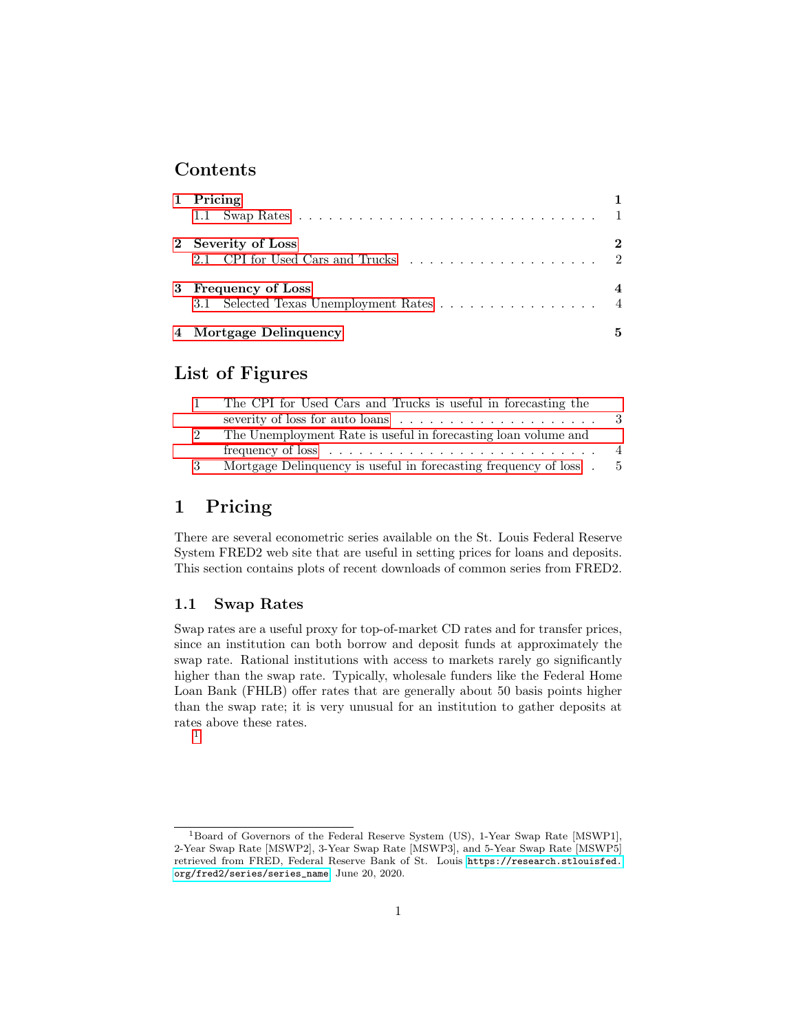## Contents

1 Pricing — 1
  1.1 Swap Rates — 1

2 Severity of Loss — 2
  2.1 CPI for Used Cars and Trucks — 2

3 Frequency of Loss — 4
  3.1 Selected Texas Unemployment Rates — 4

4 Mortgage Delinquency — 5

## List of Figures

1. The CPI for Used Cars and Trucks is useful in forecasting the severity of loss for auto loans — 3
2. The Unemployment Rate is useful in forecasting loan volume and frequency of loss — 4
3. Mortgage Delinquency is useful in forecasting frequency of loss — 5

# 1 Pricing

There are several econometric series available on the St. Louis Federal Reserve System FRED2 web site that are useful in setting prices for loans and deposits. This section contains plots of recent downloads of common series from FRED2.

## 1.1 Swap Rates

Swap rates are a useful proxy for top-of-market CD rates and for transfer prices, since an institution can both borrow and deposit funds at approximately the swap rate. Rational institutions with access to markets rarely go significantly higher than the swap rate. Typically, wholesale funders like the Federal Home Loan Bank (FHLB) offer rates that are generally about 50 basis points higher than the swap rate; it is very unusual for an institution to gather deposits at rates above these rates.

[1]

---

[1] Board of Governors of the Federal Reserve System (US), 1-Year Swap Rate [MSWP1], 2-Year Swap Rate [MSWP2], 3-Year Swap Rate [MSWP3], and 5-Year Swap Rate [MSWP5] retrieved from FRED, Federal Reserve Bank of St. Louis `https://research.stlouisfed.org/fred2/series/series_name` June 20, 2020.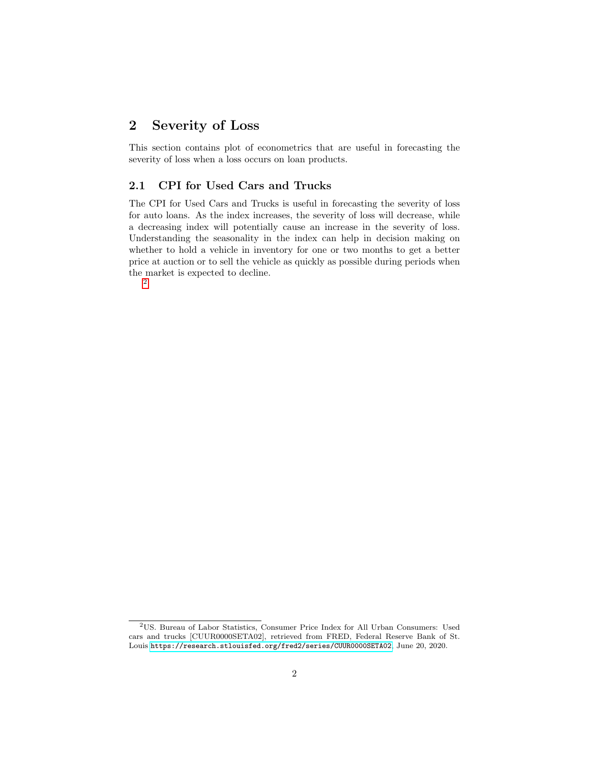## 2 Severity of Loss

This section contains plot of econometrics that are useful in forecasting the severity of loss when a loss occurs on loan products.

### 2.1 CPI for Used Cars and Trucks

The CPI for Used Cars and Trucks is useful in forecasting the severity of loss for auto loans. As the index increases, the severity of loss will decrease, while a decreasing index will potentially cause an increase in the severity of loss. Understanding the seasonality in the index can help in decision making on whether to hold a vehicle in inventory for one or two months to get a better price at auction or to sell the vehicle as quickly as possible during periods when the market is expected to decline.

[2]

[2] US. Bureau of Labor Statistics, Consumer Price Index for All Urban Consumers: Used cars and trucks [CUUR0000SETA02], retrieved from FRED, Federal Reserve Bank of St. Louis https://research.stlouisfed.org/fred2/series/CUUR0000SETA02, June 20, 2020.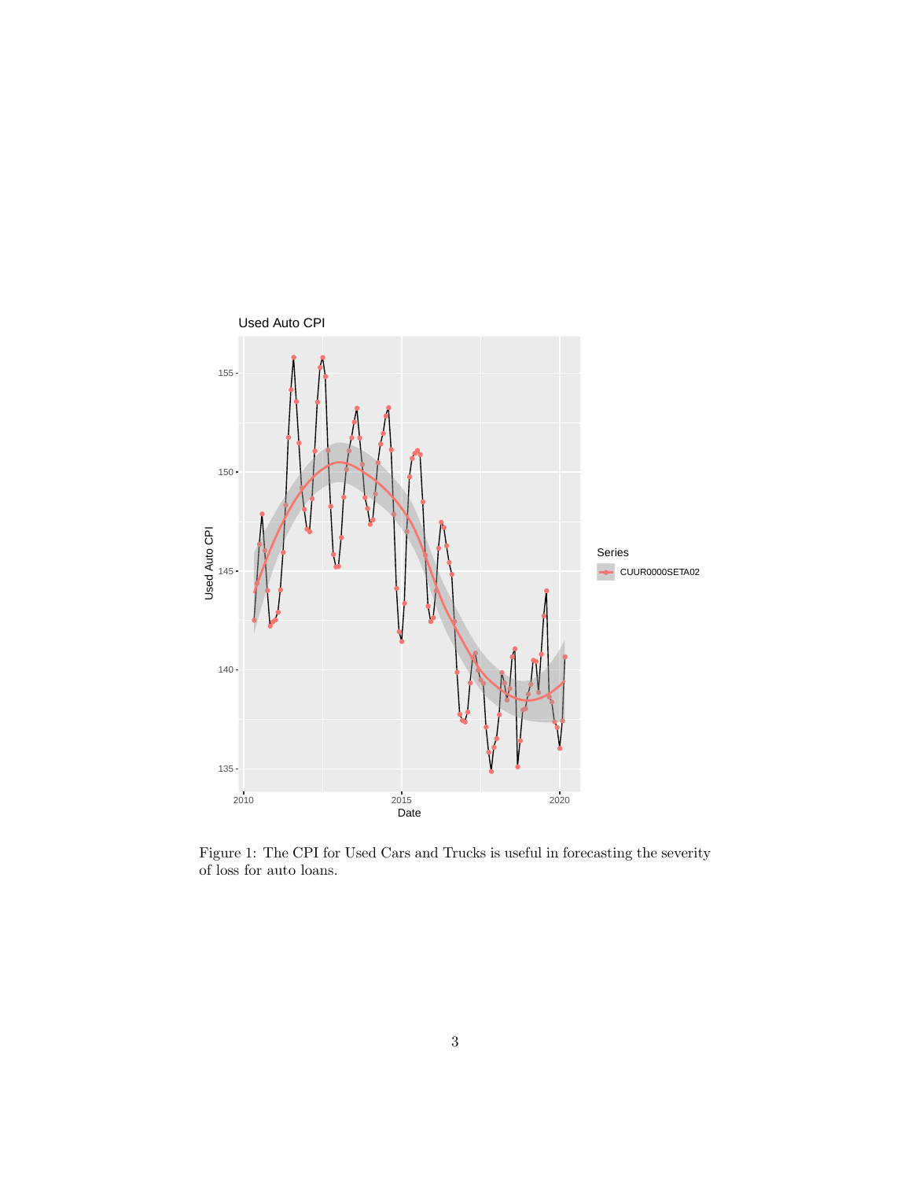Figure 1: The CPI for Used Cars and Trucks is useful in forecasting the severity of loss for auto loans.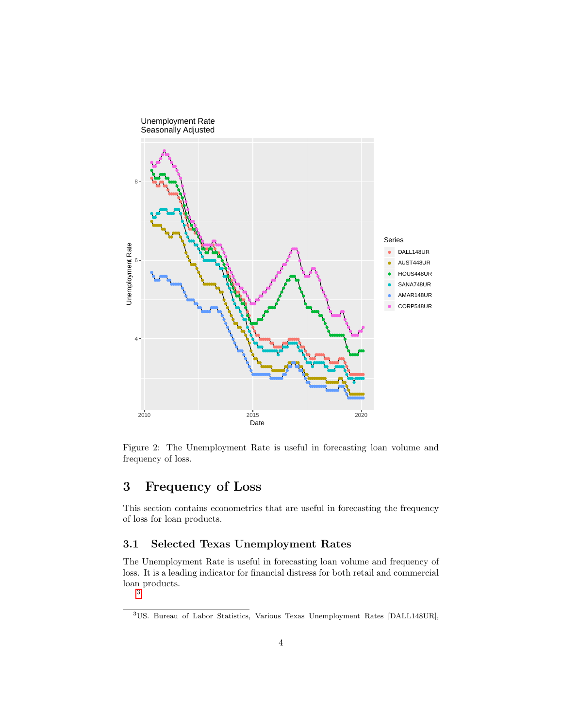Figure 2: The Unemployment Rate is useful in forecasting loan volume and frequency of loss.

## 3 Frequency of Loss

This section contains econometrics that are useful in forecasting the frequency of loss for loan products.

### 3.1 Selected Texas Unemployment Rates

The Unemployment Rate is useful in forecasting loan volume and frequency of loss. It is a leading indicator for financial distress for both retail and commercial loan products.
[3]

[3] US. Bureau of Labor Statistics, Various Texas Unemployment Rates [DALL148UR],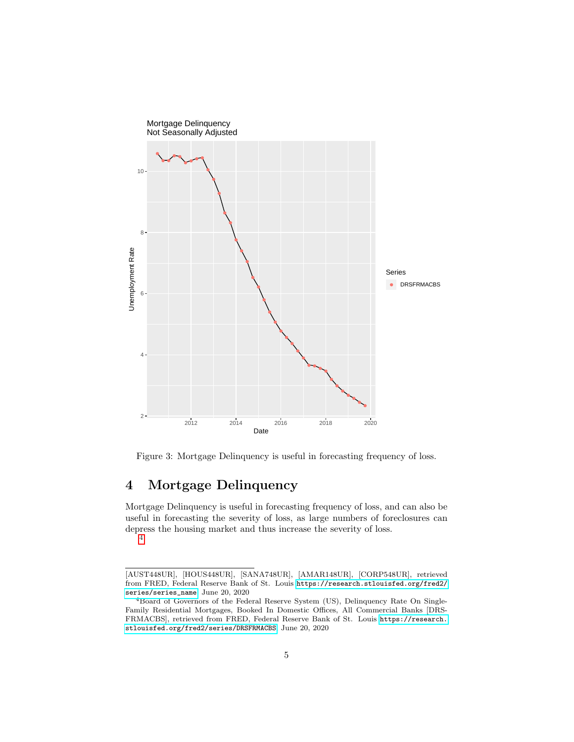Mortgage Delinquency
Not Seasonally Adjusted

Unemployment Rate

10
8
6
4
2

2012
2014
2016
2018
2020

Date

Series
DRSFRMACBS

Figure 3: Mortgage Delinquency is useful in forecasting frequency of loss.

# 4 Mortgage Delinquency

Mortgage Delinquency is useful in forecasting frequency of loss, and can also be useful in forecasting the severity of loss, as large numbers of foreclosures can depress the housing market and thus increase the severity of loss.
[4]

---

[AUST448UR], [HOUS448UR], [SANA748UR], [AMAR148UR], [CORP548UR], retrieved from FRED, Federal Reserve Bank of St. Louis https://research.stlouisfed.org/fred2/series/series_name June 20, 2020

[4] Board of Governors of the Federal Reserve System (US), Delinquency Rate On Single-Family Residential Mortgages, Booked In Domestic Offices, All Commercial Banks [DRSFRMACBS], retrieved from FRED, Federal Reserve Bank of St. Louis https://research.stlouisfed.org/fred2/series/DRSFRMACBS June 20, 2020